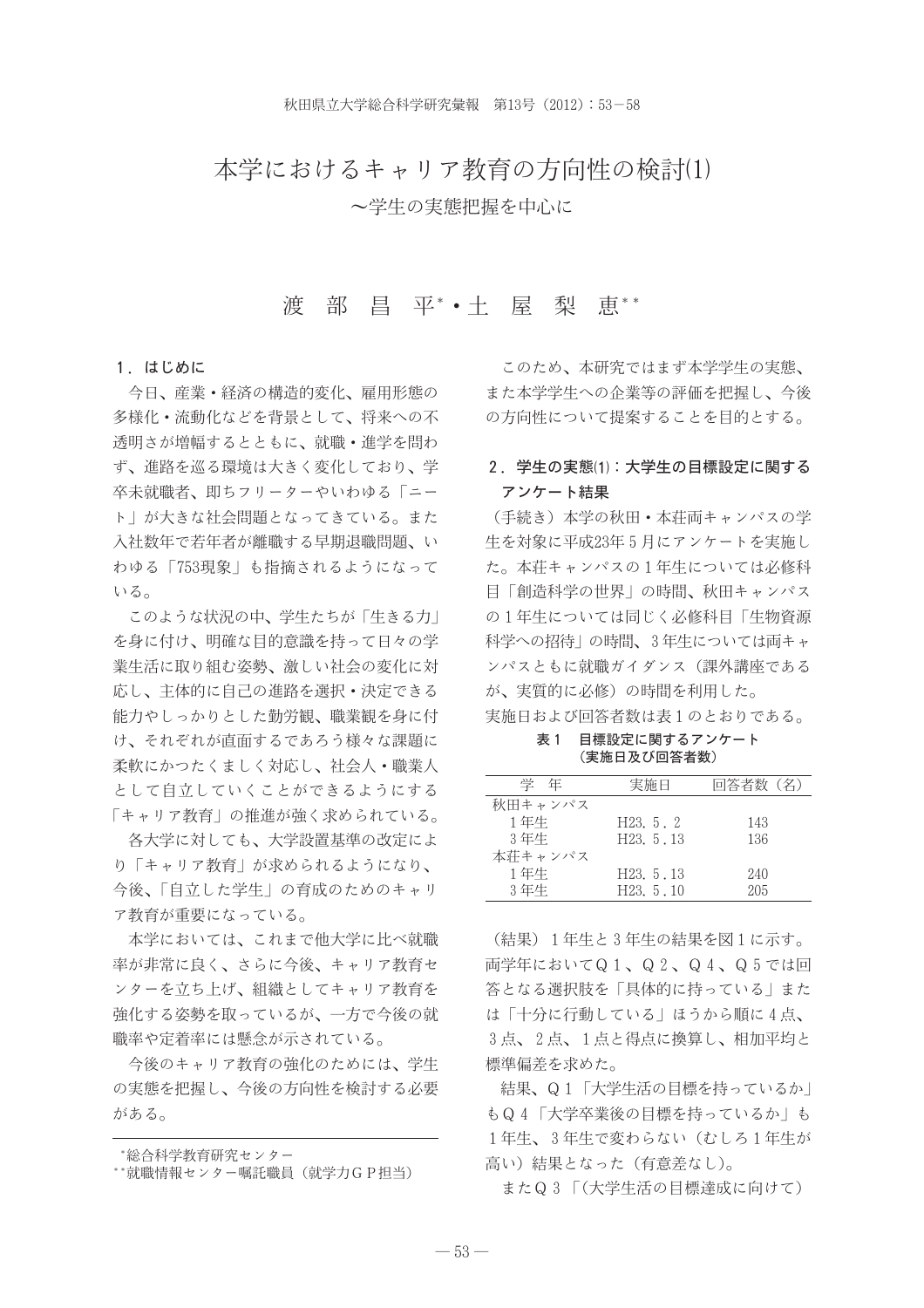# 本学におけるキャリア教育の方向性の検討(1)

## ～学生の実態把握を中心に

渡　部　昌　平[*]・土　屋　梨　恵[**]

### 1．はじめに

今日、産業・経済の構造的変化、雇用形態の多様化・流動化などを背景として、将来への不透明さが増幅するとともに、就職・進学を問わず、進路を巡る環境は大きく変化しており、学卒未就職者、即ちフリーターやいわゆる「ニート」が大きな社会問題となってきている。また入社数年で若年者が離職する早期退職問題、いわゆる「753現象」も指摘されるようになっている。

このような状況の中、学生たちが「生きる力」を身に付け、明確な目的意識を持って日々の学業生活に取り組む姿勢、激しい社会の変化に対応し、主体的に自己の進路を選択・決定できる能力やしっかりとした勤労観、職業観を身に付け、それぞれが直面するであろう様々な課題に柔軟にかつたくましく対応し、社会人・職業人として自立していくことができるようにする「キャリア教育」の推進が強く求められている。

各大学に対しても、大学設置基準の改定により「キャリア教育」が求められるようになり、今後、「自立した学生」の育成のためのキャリア教育が重要になっている。

本学においては、これまで他大学に比べ就職率が非常に良く、さらに今後、キャリア教育センターを立ち上げ、組織としてキャリア教育を強化する姿勢を取っているが、一方で今後の就職率や定着率には懸念が示されている。

今後のキャリア教育の強化のためには、学生の実態を把握し、今後の方向性を検討する必要がある。

このため、本研究ではまず本学学生の実態、また本学学生への企業等の評価を把握し、今後の方向性について提案することを目的とする。

### 2．学生の実態(1)：大学生の目標設定に関するアンケート結果

（手続き）本学の秋田・本荘両キャンパスの学生を対象に平成23年５月にアンケートを実施した。本荘キャンパスの１年生については必修科目「創造科学の世界」の時間、秋田キャンパスの１年生については同じく必修科目「生物資源科学への招待」の時間、３年生については両キャンパスともに就職ガイダンス（課外講座であるが、実質的に必修）の時間を利用した。

実施日および回答者数は表１のとおりである。

**表１　目標設定に関するアンケート（実施日及び回答者数）**

| 学　年 | 実施日 | 回答者数（名） |
|---|---|---|
| 秋田キャンパス | | |
| １年生 | H23．5．2 | 143 |
| ３年生 | H23．5．13 | 136 |
| 本荘キャンパス | | |
| １年生 | H23．5．13 | 240 |
| ３年生 | H23．5．10 | 205 |

（結果）１年生と３年生の結果を図１に示す。両学年においてＱ１、Ｑ２、Ｑ４、Ｑ５では回答となる選択肢を「具体的に持っている」または「十分に行動している」ほうから順に４点、３点、２点、１点と得点に換算し、相加平均と標準偏差を求めた。

結果、Ｑ１「大学生活の目標を持っているか」もＱ４「大学卒業後の目標を持っているか」も１年生、３年生で変わらない（むしろ１年生が高い）結果となった（有意差なし）。

またＱ３「（大学生活の目標達成に向けて）

---

[*]総合科学教育研究センター

[**]就職情報センター嘱託職員（就学力ＧＰ担当）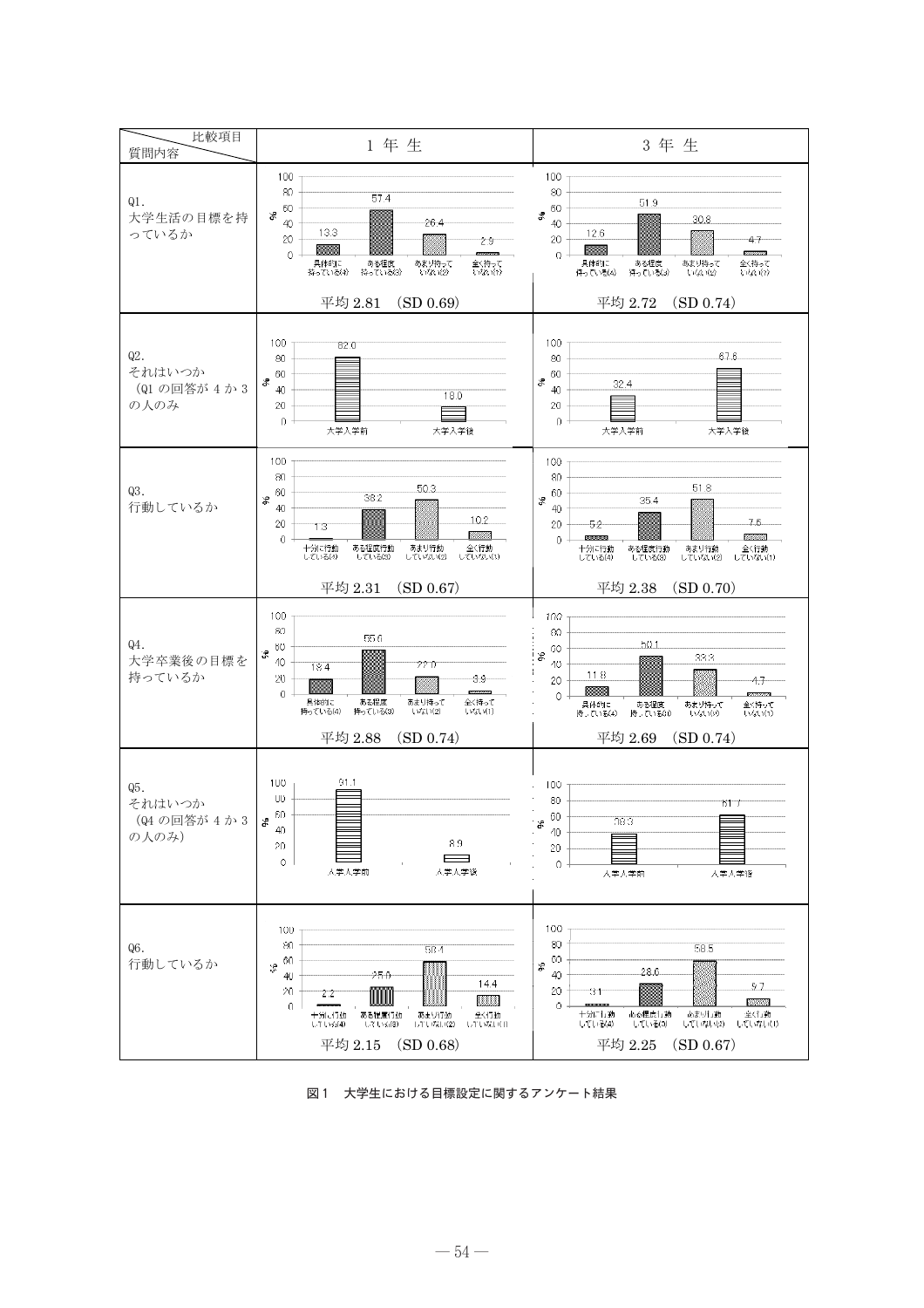| 比較項目 ／ 質問内容 | 1 年 生 | 3 年 生 |
|---|---|---|
| Q1. 大学生活の目標を持っているか | 具体的に持っている(4) 13.3 / ある程度持っている(3) 57.4 / あまり持っていない(2) 26.4 / 全く持っていない(1) 2.9<br>平均 2.81 (SD 0.69) | 具体的に持っている(4) 12.6 / ある程度持っている(3) 51.9 / あまり持っていない(2) 30.8 / 全く持っていない(1) 4.7<br>平均 2.72 (SD 0.74) |
| Q2. それはいつか（Q1 の回答が 4 か 3 の人のみ） | 大学入学前 82.0 / 大学入学後 18.0 | 大学入学前 32.4 / 大学入学後 67.6 |
| Q3. 行動しているか | 十分に行動している(4) 1.3 / ある程度行動している(3) 38.2 / あまり行動していない(2) 50.3 / 全く行動していない(1) 10.2<br>平均 2.31 (SD 0.67) | 十分に行動している(4) 5.2 / ある程度行動している(3) 35.4 / あまり行動していない(2) 51.8 / 全く行動していない(1) 7.6<br>平均 2.38 (SD 0.70) |
| Q4. 大学卒業後の目標を持っているか | 具体的に持っている(4) 18.4 / ある程度持っている(3) 55.6 / あまり持っていない(2) 22.0 / 全く持っていない(1) 3.9<br>平均 2.88 (SD 0.74) | 具体的に持っている(4) 11.8 / ある程度持っている(3) 50.1 / あまり持っていない(2) 33.3 / 全く持っていない(1) 4.7<br>平均 2.69 (SD 0.74) |
| Q5. それはいつか（Q4 の回答が 4 か 3 の人のみ） | 大学入学前 91.1 / 大学入学後 8.9 | 大学入学前 38.3 / 大学入学後 61.7 |
| Q6. 行動しているか | 十分に行動している(4) 2.2 / ある程度行動している(3) 25.0 / あまり行動していない(2) 58.4 / 全く行動していない(1) 14.4<br>平均 2.15 (SD 0.68) | 十分に行動している(4) 3.1 / ある程度行動している(3) 28.6 / あまり行動していない(2) 58.5 / 全く行動していない(1) 9.7<br>平均 2.25 (SD 0.67) |

図1　大学生における目標設定に関するアンケート結果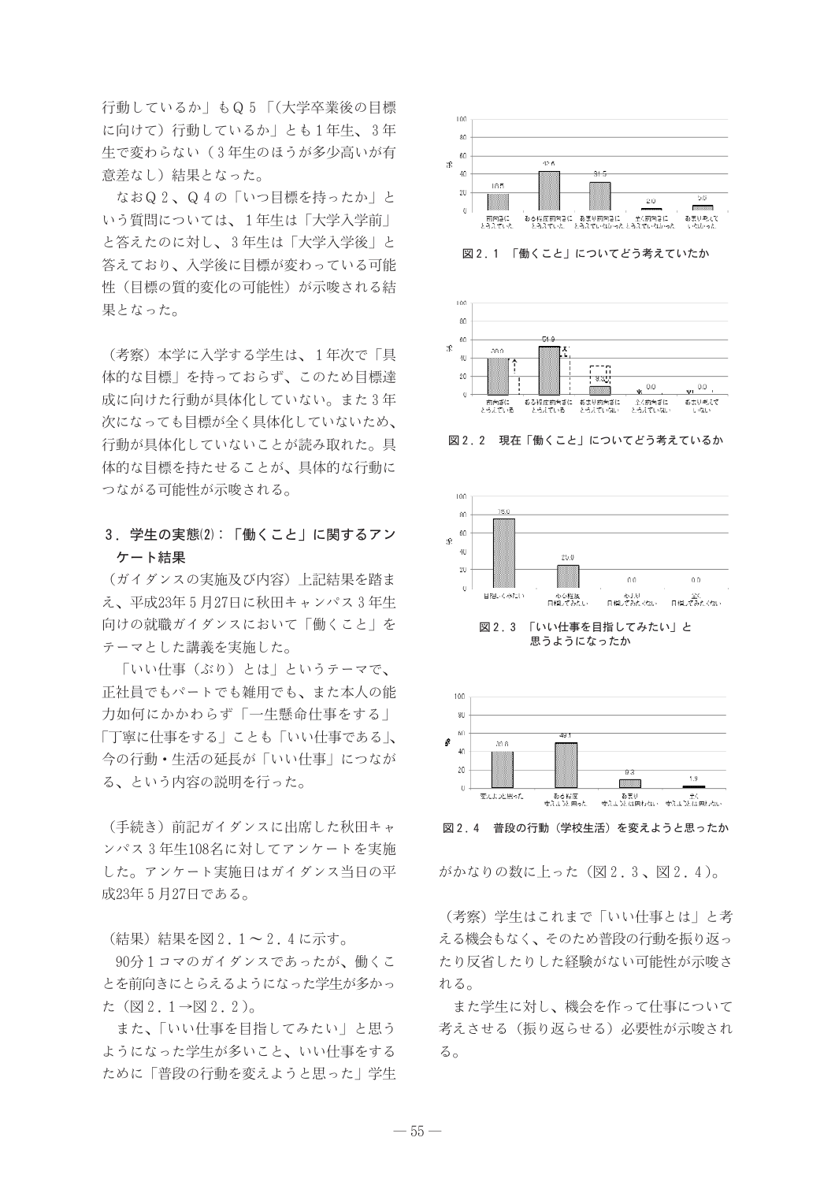行動しているか」もＱ５「(大学卒業後の目標に向けて）行動しているか」とも１年生、３年生で変わらない（３年生のほうが多少高いが有意差なし）結果となった。

なおＱ２、Ｑ４の「いつ目標を持ったか」という質問については、１年生は「大学入学前」と答えたのに対し、３年生は「大学入学後」と答えており、入学後に目標が変わっている可能性（目標の質的変化の可能性）が示唆される結果となった。

（考察）本学に入学する学生は、１年次で「具体的な目標」を持っておらず、このため目標達成に向けた行動が具体化していない。また３年次になっても目標が全く具体化していないため、行動が具体化していないことが読み取れた。具体的な目標を持たせることが、具体的な行動につながる可能性が示唆される。

### ３．学生の実態(2)：「働くこと」に関するアンケート結果

（ガイダンスの実施及び内容）上記結果を踏まえ、平成23年５月27日に秋田キャンパス３年生向けの就職ガイダンスにおいて「働くこと」をテーマとした講義を実施した。

「いい仕事（ぶり）とは」というテーマで、正社員でもパートでも雑用でも、また本人の能力如何にかかわらず「一生懸命仕事をする」「丁寧に仕事をする」ことも「いい仕事である」、今の行動・生活の延長が「いい仕事」につながる、という内容の説明を行った。

（手続き）前記ガイダンスに出席した秋田キャンパス３年生108名に対してアンケートを実施した。アンケート実施日はガイダンス当日の平成23年５月27日である。

（結果）結果を図２．１～２．４に示す。

90分１コマのガイダンスであったが、働くことを前向きにとらえるようになった学生が多かった（図２．１→図２．２）。

また、「いい仕事を目指してみたい」と思うようになった学生が多いこと、いい仕事をするために「普段の行動を変えようと思った」学生がかなりの数に上った（図２．３、図２．４）。

図２．１　「働くこと」についてどう考えていたか

図２．２　現在「働くこと」についてどう考えているか

図２．３　「いい仕事を目指してみたい」と思うようになったか

図２．４　普段の行動（学校生活）を変えようと思ったか

（考察）学生はこれまで「いい仕事とは」と考える機会もなく、そのため普段の行動を振り返ったり反省したりした経験がない可能性が示唆される。

また学生に対し、機会を作って仕事について考えさせる（振り返らせる）必要性が示唆される。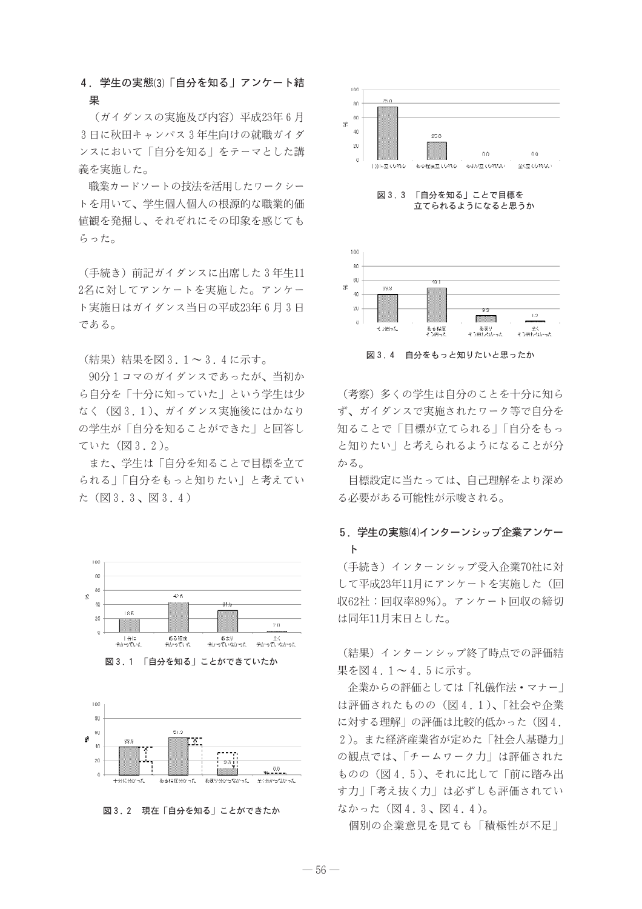## 4．学生の実態⑶「自分を知る」アンケート結果

（ガイダンスの実施及び内容）平成23年６月３日に秋田キャンパス３年生向けの就職ガイダンスにおいて「自分を知る」をテーマとした講義を実施した。

職業カードソートの技法を活用したワークシートを用いて、学生個人個人の根源的な職業的価値観を発掘し、それぞれにその印象を感じてもらった。

（手続き）前記ガイダンスに出席した３年生112名に対してアンケートを実施した。アンケート実施日はガイダンス当日の平成23年６月３日である。

（結果）結果を図３．１～３．４に示す。

90分１コマのガイダンスであったが、当初から自分を「十分に知っていた」という学生は少なく（図３．１）、ガイダンス実施後にはかなりの学生が「自分を知ることができた」と回答していた（図３．２）。

また、学生は「自分を知ることで目標を立てられる」「自分をもっと知りたい」と考えていた（図３．３、図３．４）

図３．１　「自分を知る」ことができていたか

図３．２　現在「自分を知る」ことができたか

図３．３　「自分を知る」ことで目標を立てられるようになると思うか

図３．４　自分をもっと知りたいと思ったか

（考察）多くの学生は自分のことを十分に知らず、ガイダンスで実施されたワーク等で自分を知ることで「目標が立てられる」「自分をもっと知りたい」と考えられるようになることが分かる。

目標設定に当たっては、自己理解をより深める必要がある可能性が示唆される。

## 5．学生の実態⑷インターンシップ企業アンケート

（手続き）インターンシップ受入企業70社に対して平成23年11月にアンケートを実施した（回収62社：回収率89%）。アンケート回収の締切は同年11月末日とした。

（結果）インターンシップ終了時点での評価結果を図４．１～４．５に示す。

企業からの評価としては「礼儀作法・マナー」は評価されたものの（図４．１）、「社会や企業に対する理解」の評価は比較的低かった（図４．２）。また経済産業省が定めた「社会人基礎力」の観点では、「チームワーク力」は評価されたものの（図４．５）、それに比して「前に踏み出す力」「考え抜く力」は必ずしも評価されていなかった（図４．３、図４．４）。

個別の企業意見を見ても「積極性が不足」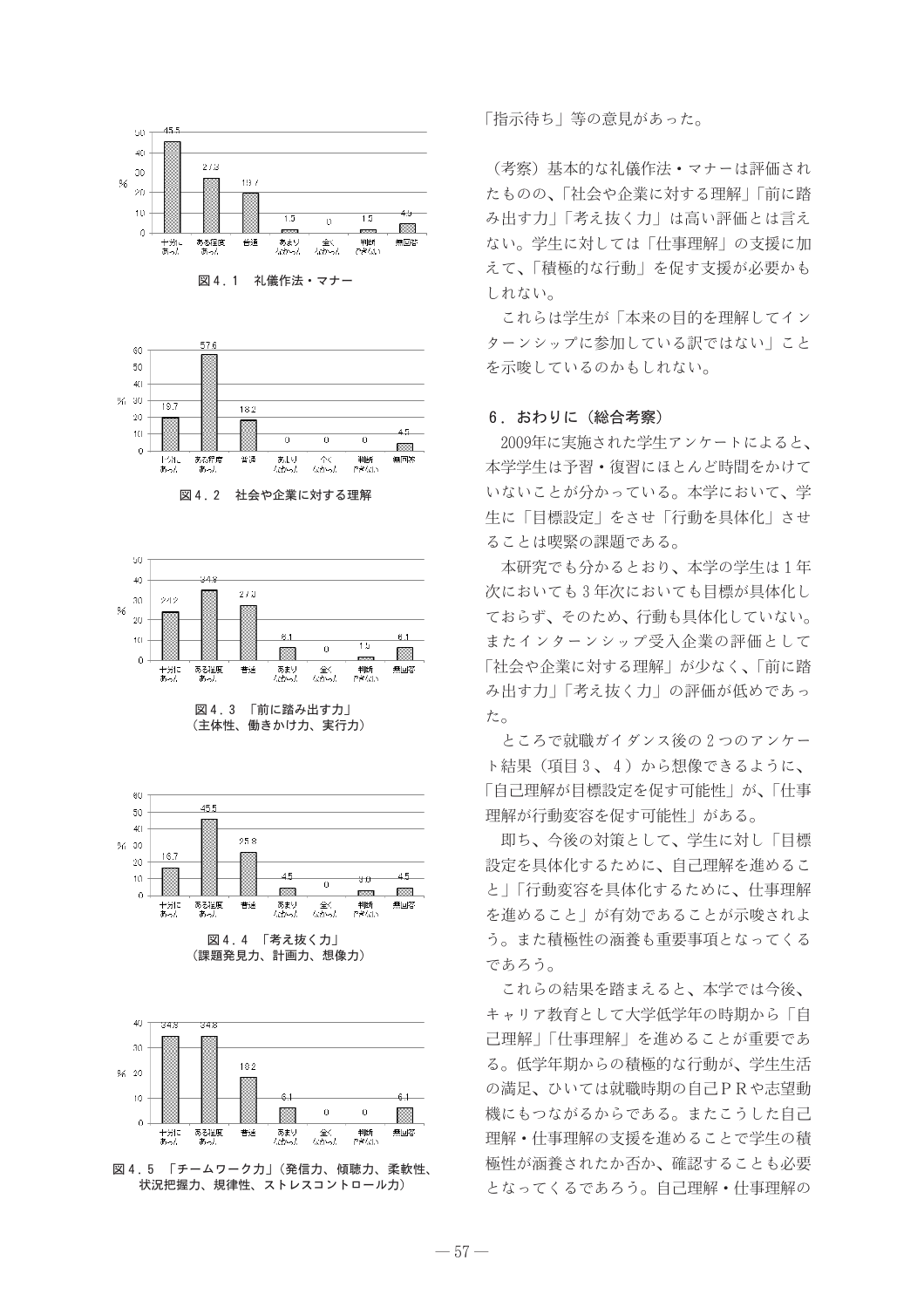| 十分にあった | ある程度あった | 普通 | あまりなかった | 全くなかった | 判断できない | 無回答 |
|---|---|---|---|---|---|---|
| 45.5 | 27.3 | 19.7 | 1.5 | 0 | 1.5 | 4.5 |

図４．１　礼儀作法・マナー

| 十分にあった | ある程度あった | 普通 | あまりなかった | 全くなかった | 判断できない | 無回答 |
|---|---|---|---|---|---|---|
| 19.7 | 57.6 | 18.2 | 0 | 0 | 0 | 4.5 |

図４．２　社会や企業に対する理解

| 十分にあった | ある程度あった | 普通 | あまりなかった | 全くなかった | 判断できない | 無回答 |
|---|---|---|---|---|---|---|
| 24.2 | 34.8 | 27.3 | 6.1 | 0 | 1.5 | 6.1 |

図４．３　「前に踏み出す力」（主体性、働きかけ力、実行力）

| 十分にあった | ある程度あった | 普通 | あまりなかった | 全くなかった | 判断できない | 無回答 |
|---|---|---|---|---|---|---|
| 16.7 | 45.5 | 25.8 | 4.5 | 0 | 3.0 | 4.5 |

図４．４　「考え抜く力」（課題発見力、計画力、想像力）

| 十分にあった | ある程度あった | 普通 | あまりなかった | 全くなかった | 判断できない | 無回答 |
|---|---|---|---|---|---|---|
| 34.8 | 34.8 | 18.2 | 6.1 | 0 | 0 | 6.1 |

図４．５　「チームワーク力」（発信力、傾聴力、柔軟性、状況把握力、規律性、ストレスコントロール力）

「指示待ち」等の意見があった。

（考察）基本的な礼儀作法・マナーは評価されたものの、「社会や企業に対する理解」「前に踏み出す力」「考え抜く力」は高い評価とは言えない。学生に対しては「仕事理解」の支援に加えて、「積極的な行動」を促す支援が必要かもしれない。

これらは学生が「本来の目的を理解してインターンシップに参加している訳ではない」ことを示唆しているのかもしれない。

## ６．おわりに（総合考察）

2009年に実施された学生アンケートによると、本学学生は予習・復習にほとんど時間をかけていないことが分かっている。本学において、学生に「目標設定」をさせ「行動を具体化」させることは喫緊の課題である。

本研究でも分かるとおり、本学の学生は１年次においても３年次においても目標が具体化しておらず、そのため、行動も具体化していない。またインターンシップ受入企業の評価として「社会や企業に対する理解」が少なく、「前に踏み出す力」「考え抜く力」の評価が低めであった。

ところで就職ガイダンス後の２つのアンケート結果（項目３、４）から想像できるように、「自己理解が目標設定を促す可能性」が、「仕事理解が行動変容を促す可能性」がある。

即ち、今後の対策として、学生に対し「目標設定を具体化するために、自己理解を進めること」「行動変容を具体化するために、仕事理解を進めること」が有効であることが示唆されよう。また積極性の涵養も重要事項となってくるであろう。

これらの結果を踏まえると、本学では今後、キャリア教育として大学低学年の時期から「自己理解」「仕事理解」を進めることが重要である。低学年期からの積極的な行動が、学生生活の満足、ひいては就職時期の自己ＰＲや志望動機にもつながるからである。またこうした自己理解・仕事理解の支援を進めることで学生の積極性が涵養されたか否か、確認することも必要となってくるであろう。自己理解・仕事理解の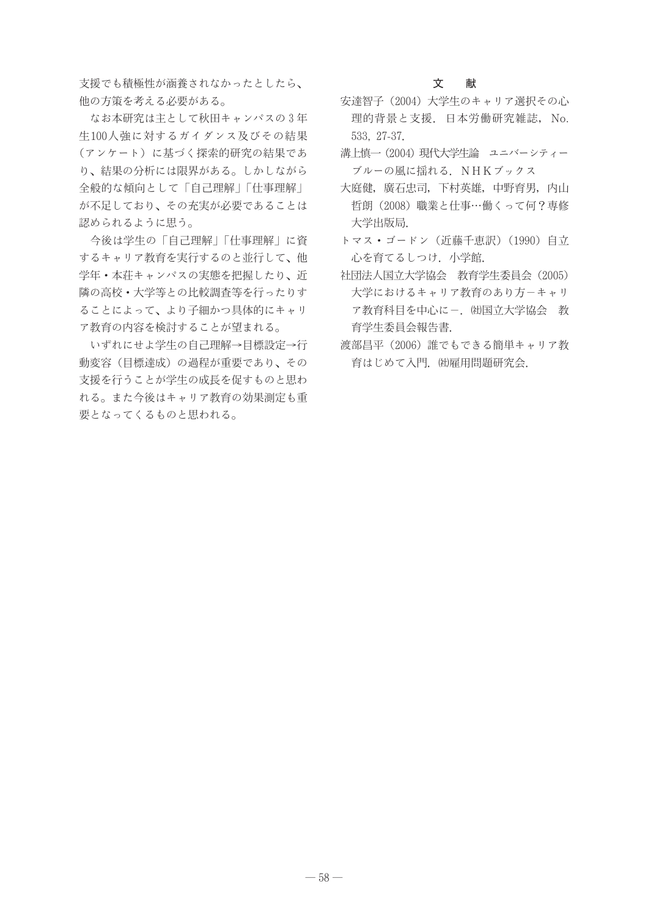支援でも積極性が涵養されなかったとしたら、他の方策を考える必要がある。

なお本研究は主として秋田キャンパスの３年生100人強に対するガイダンス及びその結果（アンケート）に基づく探索的研究の結果であり、結果の分析には限界がある。しかしながら全般的な傾向として「自己理解」「仕事理解」が不足しており、その充実が必要であることは認められるように思う。

今後は学生の「自己理解」「仕事理解」に資するキャリア教育を実行するのと並行して、他学年・本荘キャンパスの実態を把握したり、近隣の高校・大学等との比較調査等を行ったりすることによって、より子細かつ具体的にキャリア教育の内容を検討することが望まれる。

いずれにせよ学生の自己理解→目標設定→行動変容（目標達成）の過程が重要であり、その支援を行うことが学生の成長を促すものと思われる。また今後はキャリア教育の効果測定も重要となってくるものと思われる。

## 文　献

安達智子（2004）大学生のキャリア選択その心理的背景と支援．日本労働研究雑誌，No. 533, 27-37.

溝上慎一（2004）現代大学生論　ユニバーシティーブルーの風に揺れる．ＮＨＫブックス

大庭健，廣石忠司，下村英雄，中野育男，内山哲朗（2008）職業と仕事…働くって何？専修大学出版局.

トマス・ゴードン（近藤千恵訳）（1990）自立心を育てるしつけ．小学館.

社団法人国立大学協会　教育学生委員会（2005）大学におけるキャリア教育のあり方－キャリア教育科目を中心に－．㈳国立大学協会　教育学生委員会報告書.

渡部昌平（2006）誰でもできる簡単キャリア教育はじめて入門．㈳雇用問題研究会.